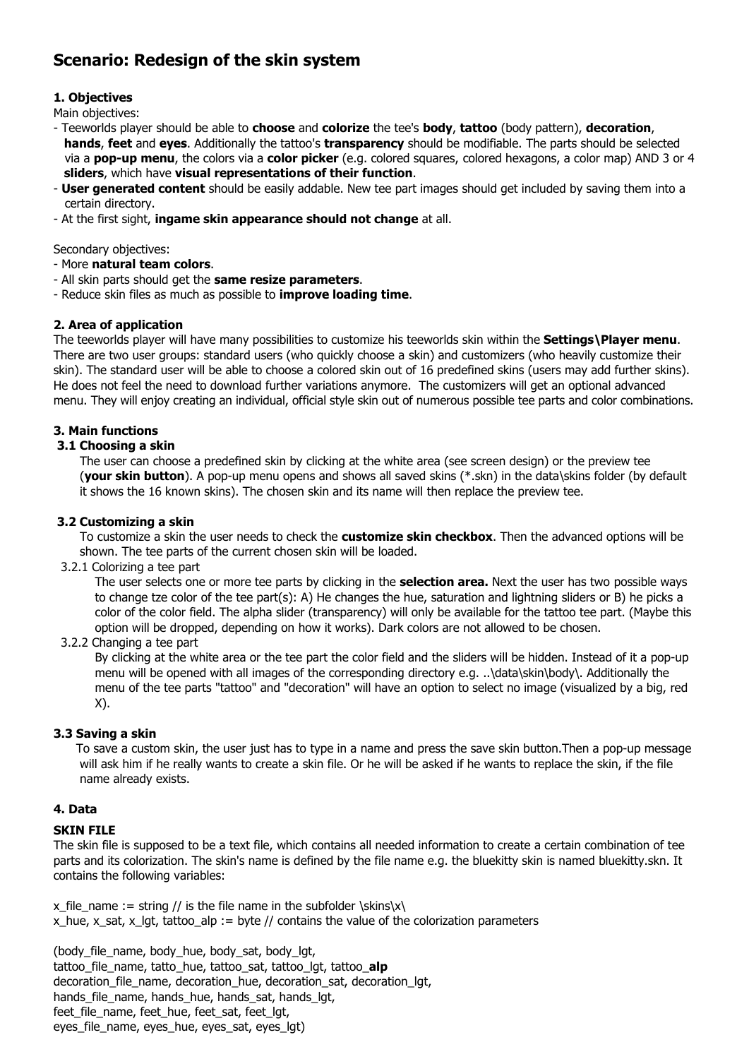# Scenario: Redesign of the skin system

### 1. Objectives

Main objectives:

- Teeworlds player should be able to **choose** and **colorize** the tee's **body**, **tattoo** (body pattern), **decoration**, **hands**, **feet** and **eyes**. Additionally the tattoo's **transparency** should be modifiable. The parts should be selected via a **pop-up menu**, the colors via a **color picker** (e.g. colored squares, colored hexagons, a color map) AND 3 or 4 **sliders**, which have **visual representations of their function**.
- **User generated content** should be easily addable. New tee part images should get included by saving them into a certain directory.
- At the first sight, **ingame skin appearance should not change** at all.

Secondary objectives:

- More **natural team colors**.
- All skin parts should get the **same resize parameters**.
- Reduce skin files as much as possible to **improve loading time**.

### 2. Area of application

The teeworlds player will have many possibilities to customize his teeworlds skin within the **Settings\Player menu**. There are two user groups: standard users (who quickly choose a skin) and customizers (who heavily customize their skin). The standard user will be able to choose a colored skin out of 16 predefined skins (users may add further skins). He does not feel the need to download further variations anymore. The customizers will get an optional advanced menu. They will enjoy creating an individual, official style skin out of numerous possible tee parts and color combinations.

### 3. Main functions

#### 3.1 Choosing a skin

The user can choose a predefined skin by clicking at the white area (see screen design) or the preview tee (**your skin button**). A pop-up menu opens and shows all saved skins (*.skn) in the data\skins folder (by default it shows the 16 known skins). The chosen skin and its name will then replace the preview tee.

#### 3.2 Customizing a skin

To customize a skin the user needs to check the **customize skin checkbox**. Then the advanced options will be shown. The tee parts of the current chosen skin will be loaded.

3.2.1 Colorizing a tee part

The user selects one or more tee parts by clicking in the **selection area.** Next the user has two possible ways to change tze color of the tee part(s): A) He changes the hue, saturation and lightning sliders or B) he picks a color of the color field. The alpha slider (transparency) will only be available for the tattoo tee part. (Maybe this option will be dropped, depending on how it works). Dark colors are not allowed to be chosen.

3.2.2 Changing a tee part

By clicking at the white area or the tee part the color field and the sliders will be hidden. Instead of it a pop-up menu will be opened with all images of the corresponding directory e.g. ..\data\skin\body\. Additionally the menu of the tee parts "tattoo" and "decoration" will have an option to select no image (visualized by a big, red X).

#### 3.3 Saving a skin

To save a custom skin, the user just has to type in a name and press the save skin button.Then a pop-up message will ask him if he really wants to create a skin file. Or he will be asked if he wants to replace the skin, if the file name already exists.

### 4. Data

**SKIN FILE**

The skin file is supposed to be a text file, which contains all needed information to create a certain combination of tee parts and its colorization. The skin's name is defined by the file name e.g. the bluekitty skin is named bluekitty.skn. It contains the following variables:

x_file_name := string // is the file name in the subfolder \skins\x\
x_hue, x_sat, x_lgt, tattoo_alp := byte // contains the value of the colorization parameters

(body_file_name, body_hue, body_sat, body_lgt,
tattoo_file_name, tatto_hue, tattoo_sat, tattoo_lgt, tattoo_**alp**
decoration_file_name, decoration_hue, decoration_sat, decoration_lgt,
hands_file_name, hands_hue, hands_sat, hands_lgt,
feet_file_name, feet_hue, feet_sat, feet_lgt,
eyes_file_name, eyes_hue, eyes_sat, eyes_lgt)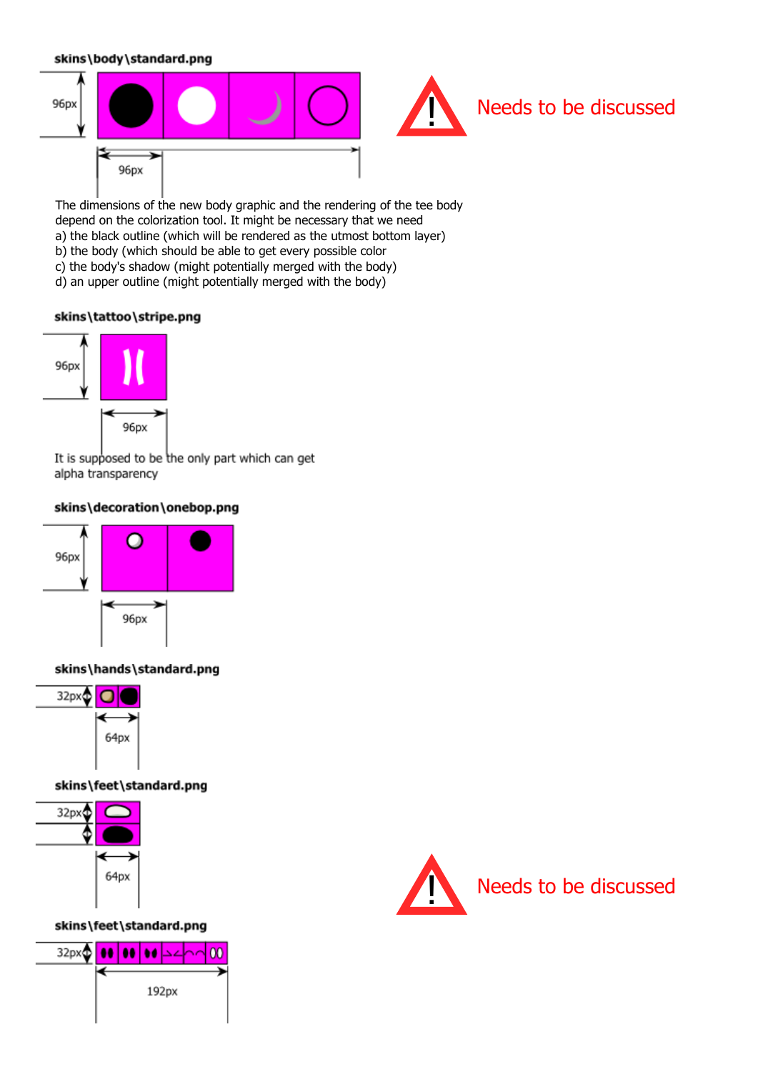**skins\body\standard.png**

96px

96px

Needs to be discussed

The dimensions of the new body graphic and the rendering of the tee body depend on the colorization tool. It might be necessary that we need
a) the black outline (which will be rendered as the utmost bottom layer)
b) the body (which should be able to get every possible color
c) the body's shadow (might potentially merged with the body)
d) an upper outline (might potentially merged with the body)

**skins\tattoo\stripe.png**

96px

96px

It is supposed to be the only part which can get alpha transparency

**skins\decoration\onebop.png**

96px

96px

**skins\hands\standard.png**

32px

64px

**skins\feet\standard.png**

32px

64px

Needs to be discussed

**skins\feet\standard.png**

32px

192px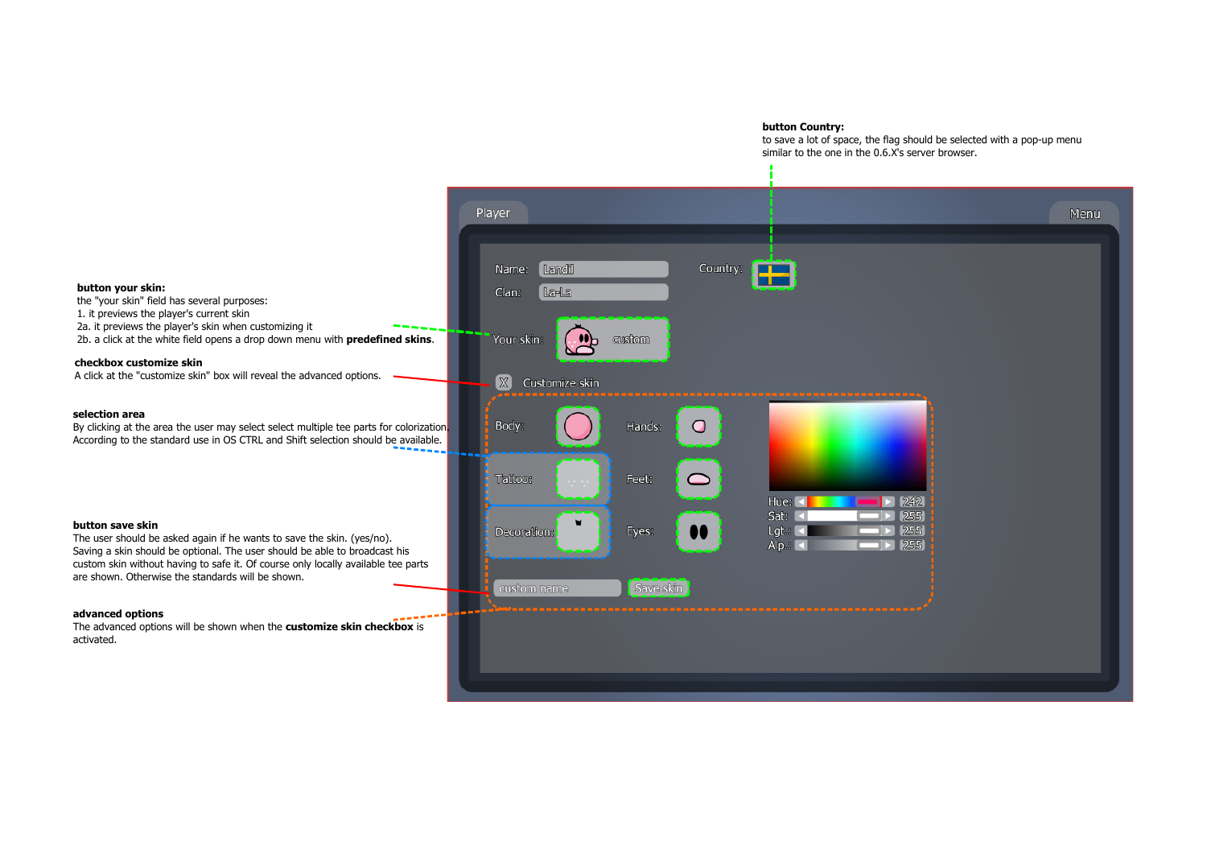**button Country:**
to save a lot of space, the flag should be selected with a pop-up menu similar to the one in the 0.6.X's server browser.

**button your skin:**
the "your skin" field has several purposes:
1. it previews the player's current skin
2a. it previews the player's skin when customizing it
2b. a click at the white field opens a drop down menu with **predefined skins**.

**checkbox customize skin**
A click at the "customize skin" box will reveal the advanced options.

**selection area**
By clicking at the area the user may select select multiple tee parts for colorization. According to the standard use in OS CTRL and Shift selection should be available.

**button save skin**
The user should be asked again if he wants to save the skin. (yes/no). Saving a skin should be optional. The user should be able to broadcast his custom skin without having to safe it. Of course only locally available tee parts are shown. Otherwise the standards will be shown.

**advanced options**
The advanced options will be shown when the **customize skin checkbox** is activated.

Player

Menu

Name: Landil

Clan: La-La

Country:

Your skin: custom

X Customize skin

Body:

Hands:

Tattoo:

Feet:

Decoration:

Eyes:

Hue: 242

Sat: 255

Lgt.: 255

Alp.: 255

custom name

Save skin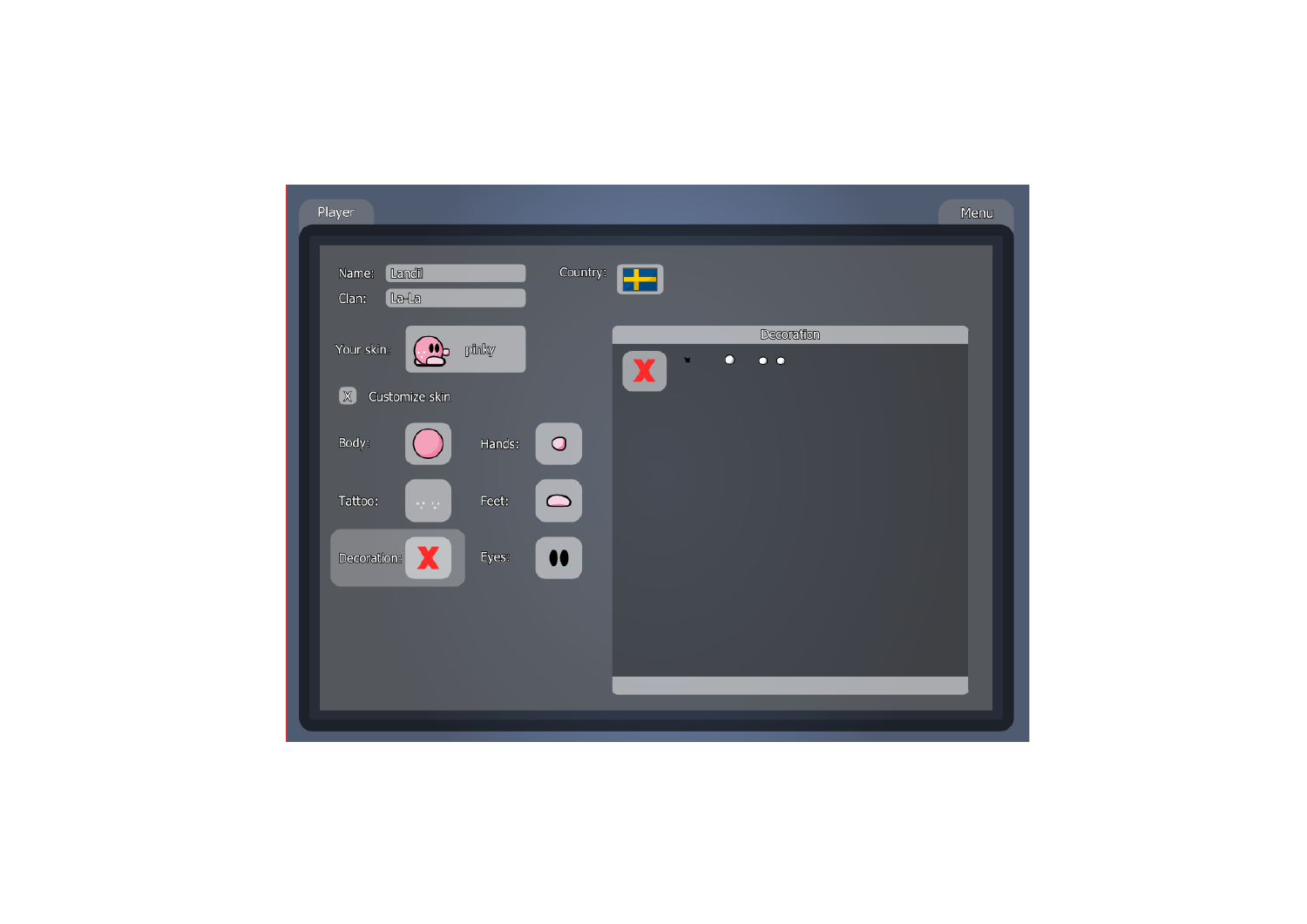Player

Menu

Name: Landil

Clan: La-La

Country:

Your skin: pinky

X Customize skin

Body:

Hands:

Tattoo:

Feet:

Decoration:

Eyes:

Decoration